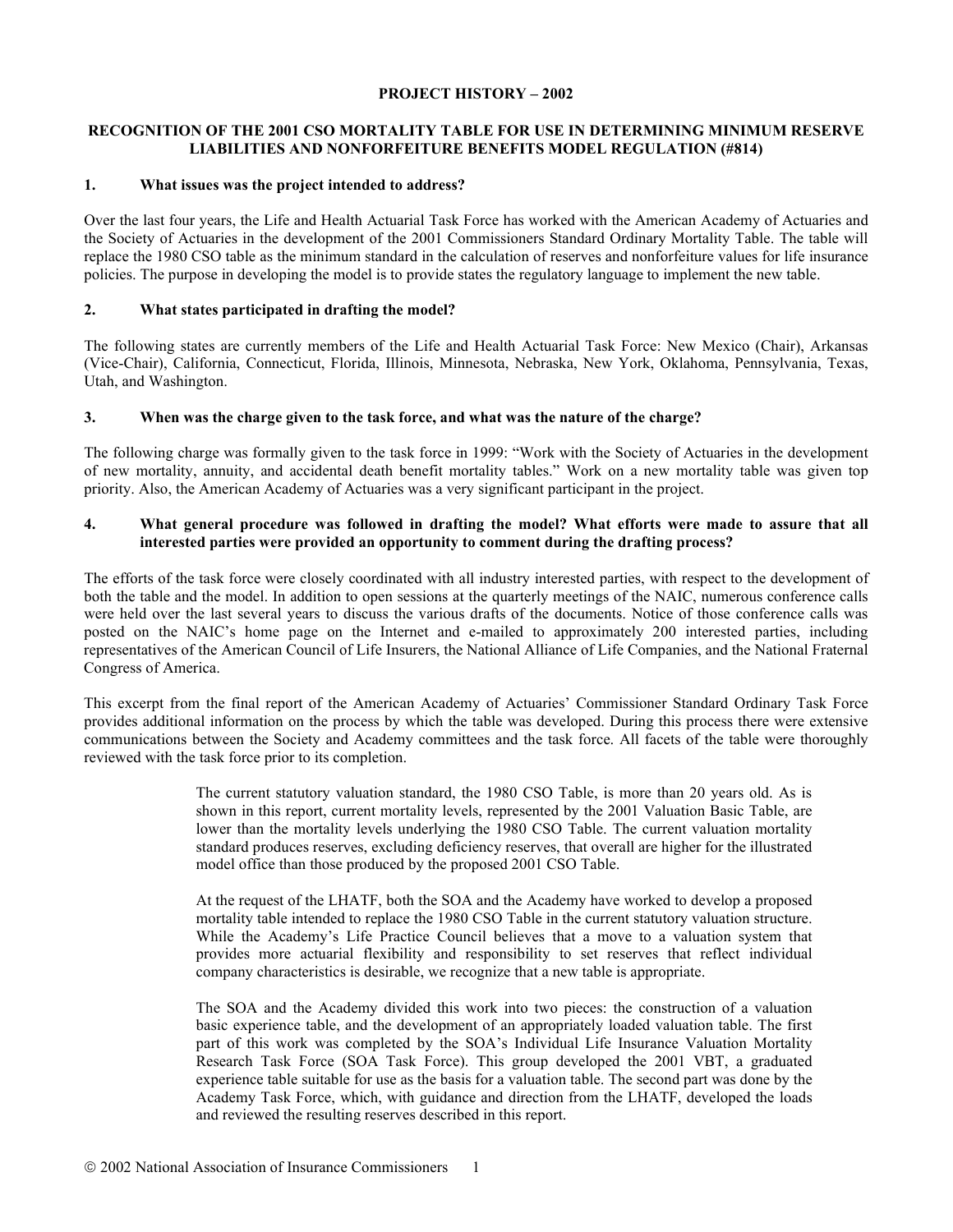**PROJECT HISTORY – 2002**

**RECOGNITION OF THE 2001 CSO MORTALITY TABLE FOR USE IN DETERMINING MINIMUM RESERVE LIABILITIES AND NONFORFEITURE BENEFITS MODEL REGULATION (#814)**

**1. What issues was the project intended to address?**

Over the last four years, the Life and Health Actuarial Task Force has worked with the American Academy of Actuaries and the Society of Actuaries in the development of the 2001 Commissioners Standard Ordinary Mortality Table. The table will replace the 1980 CSO table as the minimum standard in the calculation of reserves and nonforfeiture values for life insurance policies. The purpose in developing the model is to provide states the regulatory language to implement the new table.

**2. What states participated in drafting the model?**

The following states are currently members of the Life and Health Actuarial Task Force: New Mexico (Chair), Arkansas (Vice-Chair), California, Connecticut, Florida, Illinois, Minnesota, Nebraska, New York, Oklahoma, Pennsylvania, Texas, Utah, and Washington.

**3. When was the charge given to the task force, and what was the nature of the charge?**

The following charge was formally given to the task force in 1999: "Work with the Society of Actuaries in the development of new mortality, annuity, and accidental death benefit mortality tables." Work on a new mortality table was given top priority. Also, the American Academy of Actuaries was a very significant participant in the project.

**4. What general procedure was followed in drafting the model? What efforts were made to assure that all interested parties were provided an opportunity to comment during the drafting process?**

The efforts of the task force were closely coordinated with all industry interested parties, with respect to the development of both the table and the model. In addition to open sessions at the quarterly meetings of the NAIC, numerous conference calls were held over the last several years to discuss the various drafts of the documents. Notice of those conference calls was posted on the NAIC's home page on the Internet and e-mailed to approximately 200 interested parties, including representatives of the American Council of Life Insurers, the National Alliance of Life Companies, and the National Fraternal Congress of America.

This excerpt from the final report of the American Academy of Actuaries' Commissioner Standard Ordinary Task Force provides additional information on the process by which the table was developed. During this process there were extensive communications between the Society and Academy committees and the task force. All facets of the table were thoroughly reviewed with the task force prior to its completion.

> The current statutory valuation standard, the 1980 CSO Table, is more than 20 years old. As is shown in this report, current mortality levels, represented by the 2001 Valuation Basic Table, are lower than the mortality levels underlying the 1980 CSO Table. The current valuation mortality standard produces reserves, excluding deficiency reserves, that overall are higher for the illustrated model office than those produced by the proposed 2001 CSO Table.
>
> At the request of the LHATF, both the SOA and the Academy have worked to develop a proposed mortality table intended to replace the 1980 CSO Table in the current statutory valuation structure. While the Academy's Life Practice Council believes that a move to a valuation system that provides more actuarial flexibility and responsibility to set reserves that reflect individual company characteristics is desirable, we recognize that a new table is appropriate.
>
> The SOA and the Academy divided this work into two pieces: the construction of a valuation basic experience table, and the development of an appropriately loaded valuation table. The first part of this work was completed by the SOA's Individual Life Insurance Valuation Mortality Research Task Force (SOA Task Force). This group developed the 2001 VBT, a graduated experience table suitable for use as the basis for a valuation table. The second part was done by the Academy Task Force, which, with guidance and direction from the LHATF, developed the loads and reviewed the resulting reserves described in this report.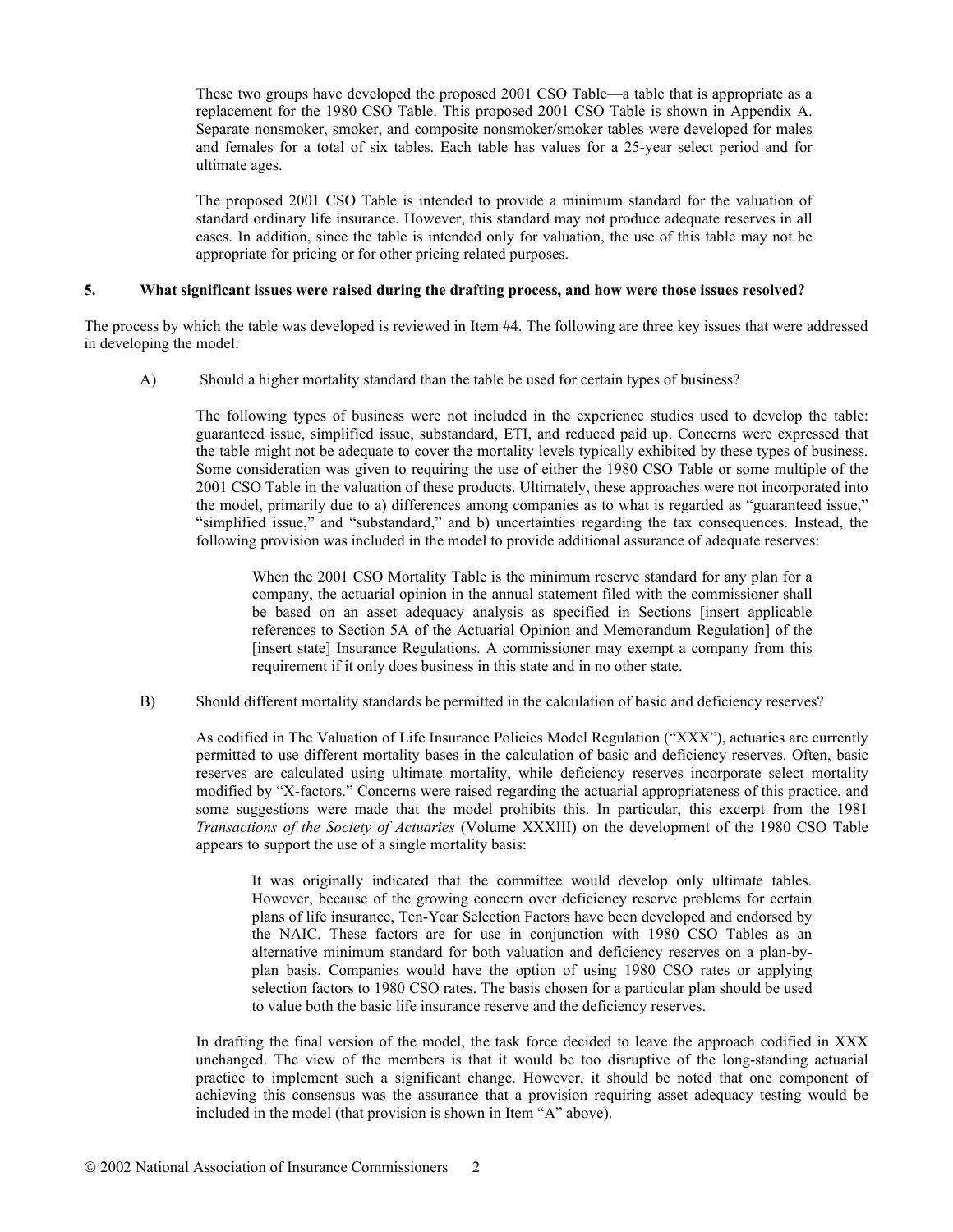These two groups have developed the proposed 2001 CSO Table—a table that is appropriate as a replacement for the 1980 CSO Table. This proposed 2001 CSO Table is shown in Appendix A. Separate nonsmoker, smoker, and composite nonsmoker/smoker tables were developed for males and females for a total of six tables. Each table has values for a 25-year select period and for ultimate ages.

The proposed 2001 CSO Table is intended to provide a minimum standard for the valuation of standard ordinary life insurance. However, this standard may not produce adequate reserves in all cases. In addition, since the table is intended only for valuation, the use of this table may not be appropriate for pricing or for other pricing related purposes.

**5. What significant issues were raised during the drafting process, and how were those issues resolved?**

The process by which the table was developed is reviewed in Item #4. The following are three key issues that were addressed in developing the model:

A) Should a higher mortality standard than the table be used for certain types of business?

The following types of business were not included in the experience studies used to develop the table: guaranteed issue, simplified issue, substandard, ETI, and reduced paid up. Concerns were expressed that the table might not be adequate to cover the mortality levels typically exhibited by these types of business. Some consideration was given to requiring the use of either the 1980 CSO Table or some multiple of the 2001 CSO Table in the valuation of these products. Ultimately, these approaches were not incorporated into the model, primarily due to a) differences among companies as to what is regarded as "guaranteed issue," "simplified issue," and "substandard," and b) uncertainties regarding the tax consequences. Instead, the following provision was included in the model to provide additional assurance of adequate reserves:

> When the 2001 CSO Mortality Table is the minimum reserve standard for any plan for a company, the actuarial opinion in the annual statement filed with the commissioner shall be based on an asset adequacy analysis as specified in Sections [insert applicable references to Section 5A of the Actuarial Opinion and Memorandum Regulation] of the [insert state] Insurance Regulations. A commissioner may exempt a company from this requirement if it only does business in this state and in no other state.

B) Should different mortality standards be permitted in the calculation of basic and deficiency reserves?

As codified in The Valuation of Life Insurance Policies Model Regulation ("XXX"), actuaries are currently permitted to use different mortality bases in the calculation of basic and deficiency reserves. Often, basic reserves are calculated using ultimate mortality, while deficiency reserves incorporate select mortality modified by "X-factors." Concerns were raised regarding the actuarial appropriateness of this practice, and some suggestions were made that the model prohibits this. In particular, this excerpt from the 1981 *Transactions of the Society of Actuaries* (Volume XXXIII) on the development of the 1980 CSO Table appears to support the use of a single mortality basis:

> It was originally indicated that the committee would develop only ultimate tables. However, because of the growing concern over deficiency reserve problems for certain plans of life insurance, Ten-Year Selection Factors have been developed and endorsed by the NAIC. These factors are for use in conjunction with 1980 CSO Tables as an alternative minimum standard for both valuation and deficiency reserves on a plan-by-plan basis. Companies would have the option of using 1980 CSO rates or applying selection factors to 1980 CSO rates. The basis chosen for a particular plan should be used to value both the basic life insurance reserve and the deficiency reserves.

In drafting the final version of the model, the task force decided to leave the approach codified in XXX unchanged. The view of the members is that it would be too disruptive of the long-standing actuarial practice to implement such a significant change. However, it should be noted that one component of achieving this consensus was the assurance that a provision requiring asset adequacy testing would be included in the model (that provision is shown in Item "A" above).

© 2002 National Association of Insurance Commissioners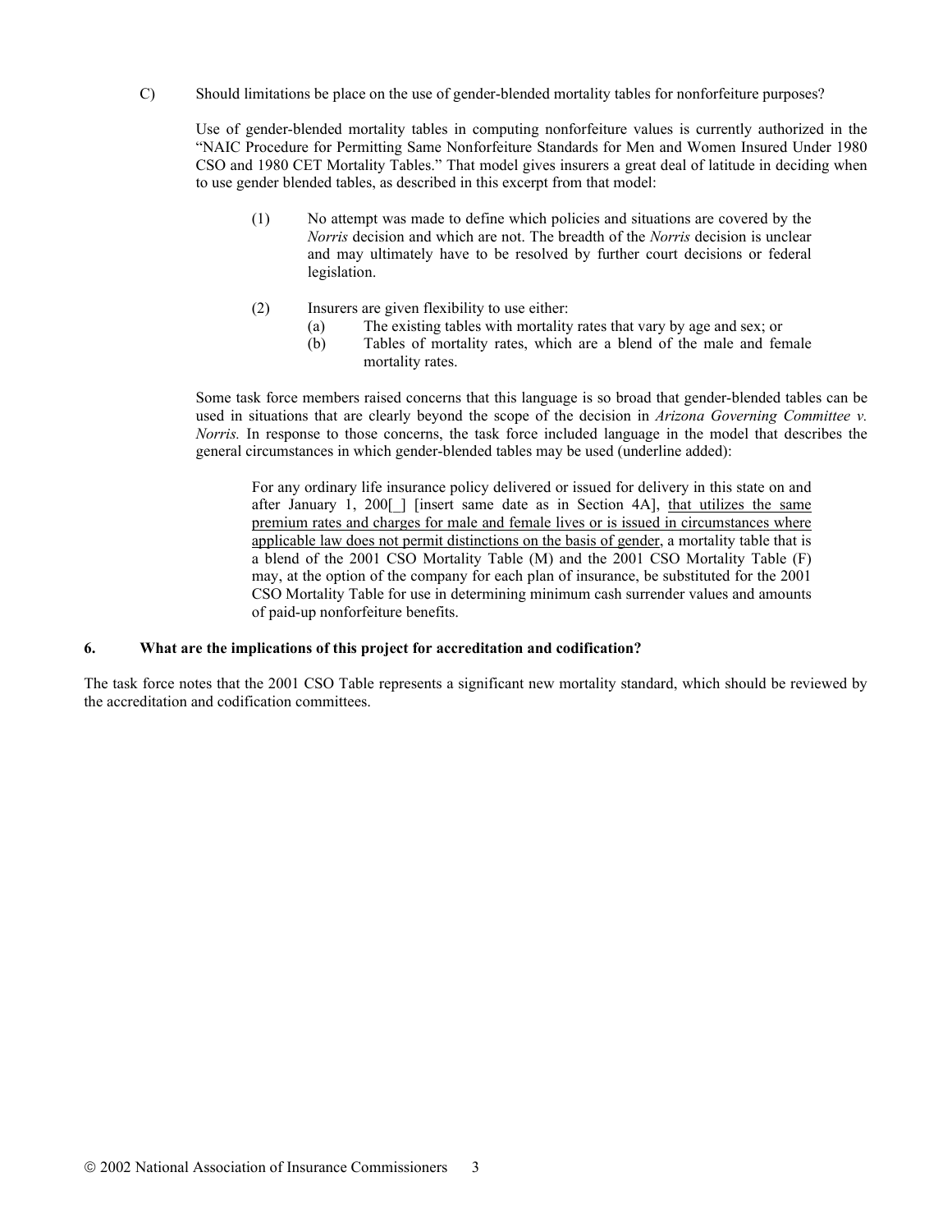C) Should limitations be place on the use of gender-blended mortality tables for nonforfeiture purposes?

Use of gender-blended mortality tables in computing nonforfeiture values is currently authorized in the "NAIC Procedure for Permitting Same Nonforfeiture Standards for Men and Women Insured Under 1980 CSO and 1980 CET Mortality Tables." That model gives insurers a great deal of latitude in deciding when to use gender blended tables, as described in this excerpt from that model:

> (1) No attempt was made to define which policies and situations are covered by the *Norris* decision and which are not. The breadth of the *Norris* decision is unclear and may ultimately have to be resolved by further court decisions or federal legislation.
>
> (2) Insurers are given flexibility to use either:
> (a) The existing tables with mortality rates that vary by age and sex; or
> (b) Tables of mortality rates, which are a blend of the male and female mortality rates.

Some task force members raised concerns that this language is so broad that gender-blended tables can be used in situations that are clearly beyond the scope of the decision in *Arizona Governing Committee v. Norris.* In response to those concerns, the task force included language in the model that describes the general circumstances in which gender-blended tables may be used (underline added):

> For any ordinary life insurance policy delivered or issued for delivery in this state on and after January 1, 200[_] [insert same date as in Section 4A], <u>that utilizes the same premium rates and charges for male and female lives or is issued in circumstances where applicable law does not permit distinctions on the basis of gender</u>, a mortality table that is a blend of the 2001 CSO Mortality Table (M) and the 2001 CSO Mortality Table (F) may, at the option of the company for each plan of insurance, be substituted for the 2001 CSO Mortality Table for use in determining minimum cash surrender values and amounts of paid-up nonforfeiture benefits.

**6. What are the implications of this project for accreditation and codification?**

The task force notes that the 2001 CSO Table represents a significant new mortality standard, which should be reviewed by the accreditation and codification committees.

© 2002 National Association of Insurance Commissioners